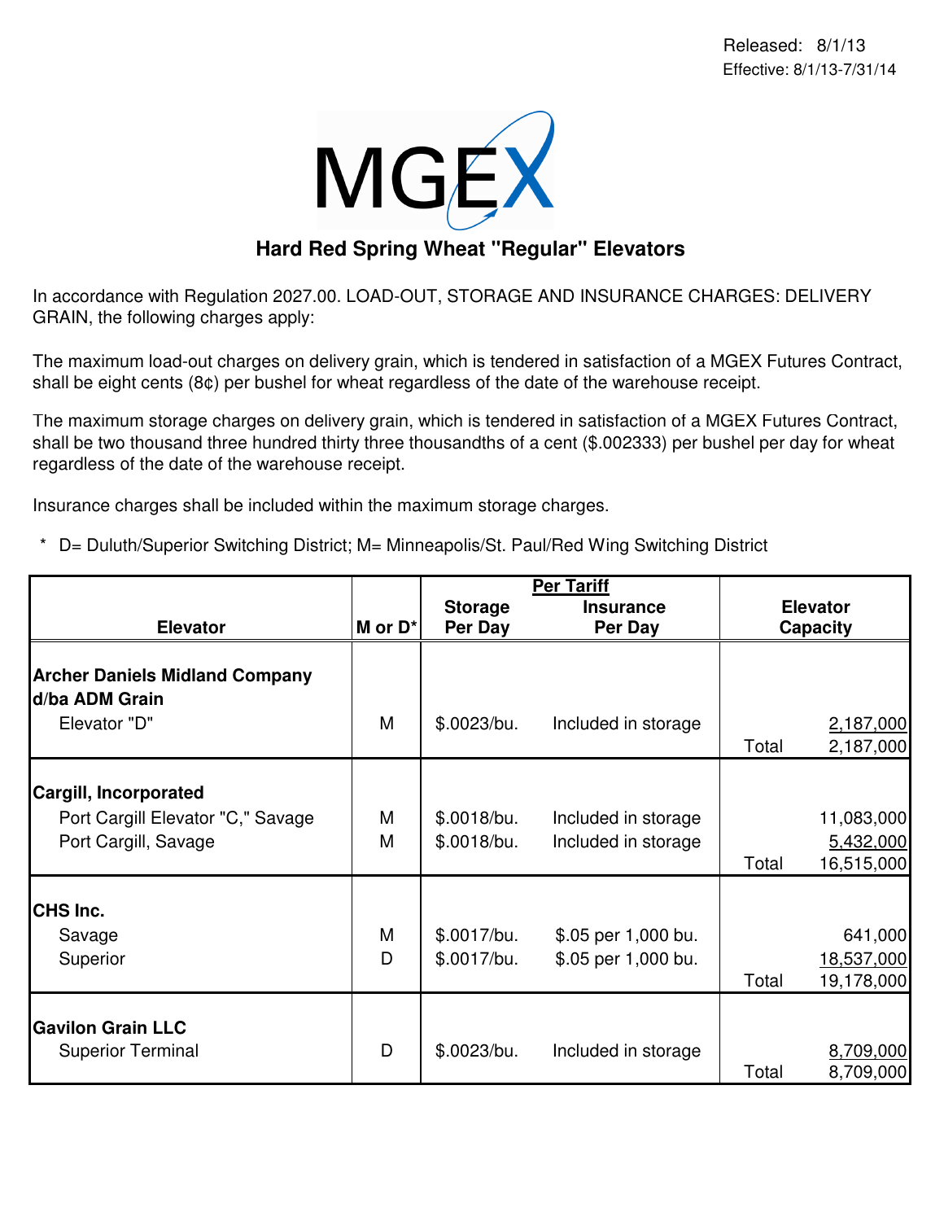Released: 8/1/13
Effective: 8/1/13-7/31/14

MGEX

## Hard Red Spring Wheat "Regular" Elevators

In accordance with Regulation 2027.00. LOAD-OUT, STORAGE AND INSURANCE CHARGES: DELIVERY GRAIN, the following charges apply:

The maximum load-out charges on delivery grain, which is tendered in satisfaction of a MGEX Futures Contract, shall be eight cents (8¢) per bushel for wheat regardless of the date of the warehouse receipt.

The maximum storage charges on delivery grain, which is tendered in satisfaction of a MGEX Futures Contract, shall be two thousand three hundred thirty three thousandths of a cent ($.002333) per bushel per day for wheat regardless of the date of the warehouse receipt.

Insurance charges shall be included within the maximum storage charges.

\* D= Duluth/Superior Switching District; M= Minneapolis/St. Paul/Red Wing Switching District

| Elevator | M or D* | Per Tariff: Storage Per Day | Per Tariff: Insurance Per Day | | Elevator Capacity |
|---|---|---|---|---|---|
| **Archer Daniels Midland Company d/ba ADM Grain** | | | | | |
| Elevator "D" | M | $.0023/bu. | Included in storage | | 2,187,000 |
| | | | | Total | 2,187,000 |
| **Cargill, Incorporated** | | | | | |
| Port Cargill Elevator "C," Savage | M | $.0018/bu. | Included in storage | | 11,083,000 |
| Port Cargill, Savage | M | $.0018/bu. | Included in storage | | 5,432,000 |
| | | | | Total | 16,515,000 |
| **CHS Inc.** | | | | | |
| Savage | M | $.0017/bu. | $.05 per 1,000 bu. | | 641,000 |
| Superior | D | $.0017/bu. | $.05 per 1,000 bu. | | 18,537,000 |
| | | | | Total | 19,178,000 |
| **Gavilon Grain LLC** | | | | | |
| Superior Terminal | D | $.0023/bu. | Included in storage | | 8,709,000 |
| | | | | Total | 8,709,000 |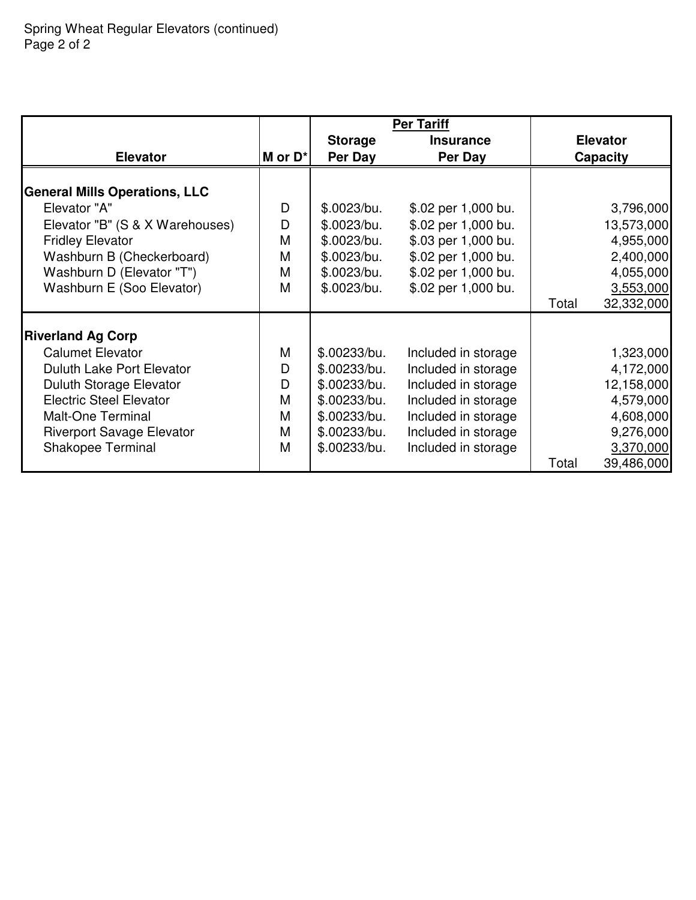Spring Wheat Regular Elevators (continued)

| Elevator | M or D* | Per Tariff Storage Per Day | Per Tariff Insurance Per Day | | Elevator Capacity |
|---|---|---|---|---|---|
| **General Mills Operations, LLC** | | | | | |
| Elevator "A" | D | $.0023/bu. | $.02 per 1,000 bu. | | 3,796,000 |
| Elevator "B" (S & X Warehouses) | D | $.0023/bu. | $.02 per 1,000 bu. | | 13,573,000 |
| Fridley Elevator | M | $.0023/bu. | $.03 per 1,000 bu. | | 4,955,000 |
| Washburn B (Checkerboard) | M | $.0023/bu. | $.02 per 1,000 bu. | | 2,400,000 |
| Washburn D (Elevator "T") | M | $.0023/bu. | $.02 per 1,000 bu. | | 4,055,000 |
| Washburn E (Soo Elevator) | M | $.0023/bu. | $.02 per 1,000 bu. | | 3,553,000 |
| | | | | Total | 32,332,000 |
| **Riverland Ag Corp** | | | | | |
| Calumet Elevator | M | $.00233/bu. | Included in storage | | 1,323,000 |
| Duluth Lake Port Elevator | D | $.00233/bu. | Included in storage | | 4,172,000 |
| Duluth Storage Elevator | D | $.00233/bu. | Included in storage | | 12,158,000 |
| Electric Steel Elevator | M | $.00233/bu. | Included in storage | | 4,579,000 |
| Malt-One Terminal | M | $.00233/bu. | Included in storage | | 4,608,000 |
| Riverport Savage Elevator | M | $.00233/bu. | Included in storage | | 9,276,000 |
| Shakopee Terminal | M | $.00233/bu. | Included in storage | | 3,370,000 |
| | | | | Total | 39,486,000 |